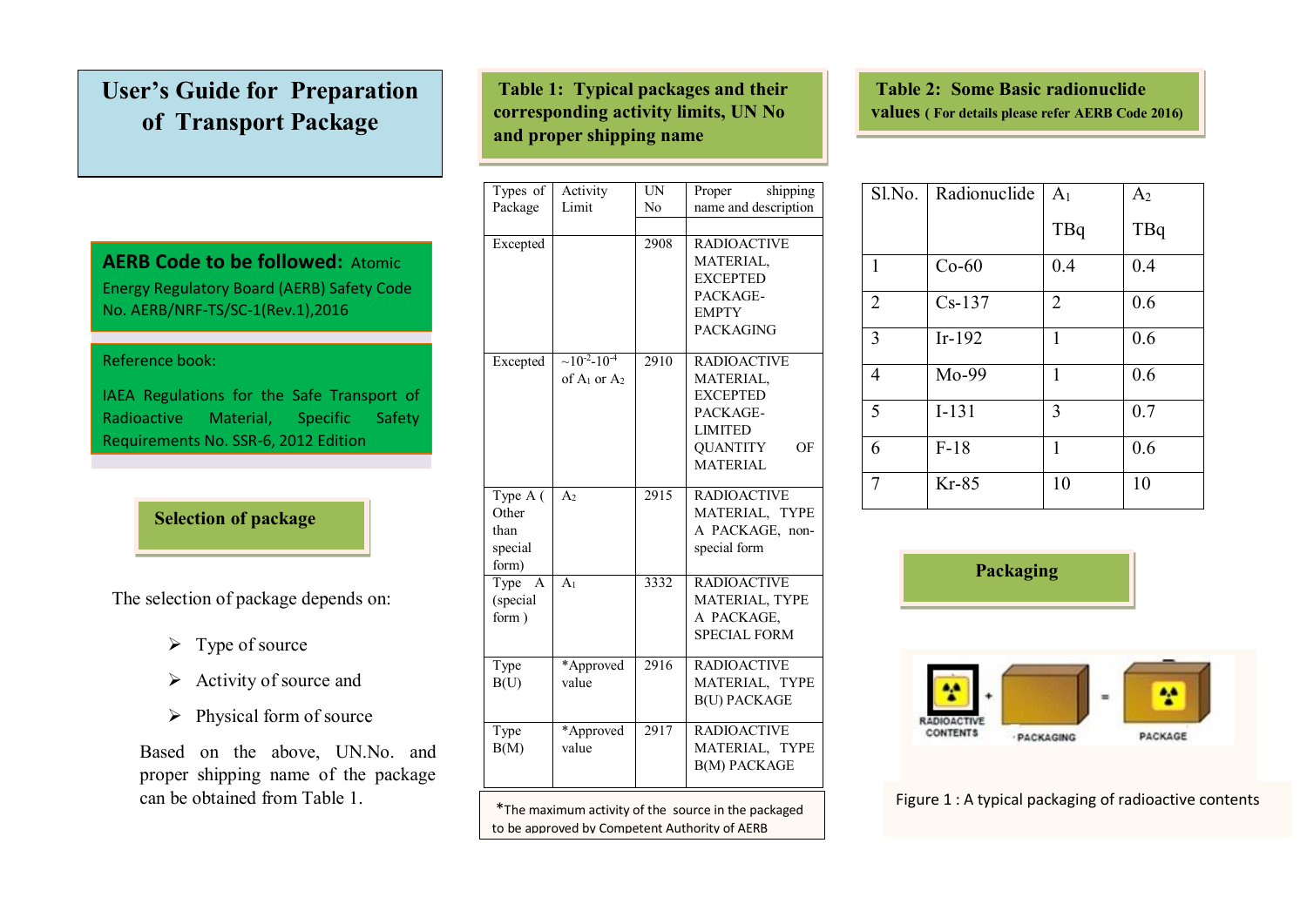# User's Guide for Preparation of Transport Package

**AERB Code to be followed:** Atomic Energy Regulatory Board (AERB) Safety Code No. AERB/NRF-TS/SC-1(Rev.1),2016

Reference book:

IAEA Regulations for the Safe Transport of Radioactive Material, Specific Safety Requirements No. SSR-6, 2012 Edition

## Selection of package

The selection of package depends on:

- Type of source
- Activity of source and
- Physical form of source

Based on the above, UN.No. and proper shipping name of the package can be obtained from Table 1.

## Table 1: Typical packages and their corresponding activity limits, UN No and proper shipping name

| Types of Package | Activity Limit | UN No | Proper shipping name and description |
|---|---|---|---|
| Excepted | | 2908 | RADIOACTIVE MATERIAL, EXCEPTED PACKAGE-EMPTY PACKAGING |
| Excepted | ~$10^{-2}$-$10^{-4}$ of $A_1$ or $A_2$ | 2910 | RADIOACTIVE MATERIAL, EXCEPTED PACKAGE-LIMITED QUANTITY OF MATERIAL |
| Type A ( Other than special form) | $A_2$ | 2915 | RADIOACTIVE MATERIAL, TYPE A PACKAGE, non-special form |
| Type A (special form ) | $A_1$ | 3332 | RADIOACTIVE MATERIAL, TYPE A PACKAGE, SPECIAL FORM |
| Type B(U) | *Approved value | 2916 | RADIOACTIVE MATERIAL, TYPE B(U) PACKAGE |
| Type B(M) | *Approved value | 2917 | RADIOACTIVE MATERIAL, TYPE B(M) PACKAGE |

*The maximum activity of the source in the packaged to be approved by Competent Authority of AERB

## Table 2: Some Basic radionuclide values ( For details please refer AERB Code 2016)

| Sl.No. | Radionuclide | $A_1$ TBq | $A_2$ TBq |
|---|---|---|---|
| 1 | Co-60 | 0.4 | 0.4 |
| 2 | Cs-137 | 2 | 0.6 |
| 3 | Ir-192 | 1 | 0.6 |
| 4 | Mo-99 | 1 | 0.6 |
| 5 | I-131 | 3 | 0.7 |
| 6 | F-18 | 1 | 0.6 |
| 7 | Kr-85 | 10 | 10 |

## Packaging

RADIOACTIVE CONTENTS + PACKAGING = PACKAGE

Figure 1 : A typical packaging of radioactive contents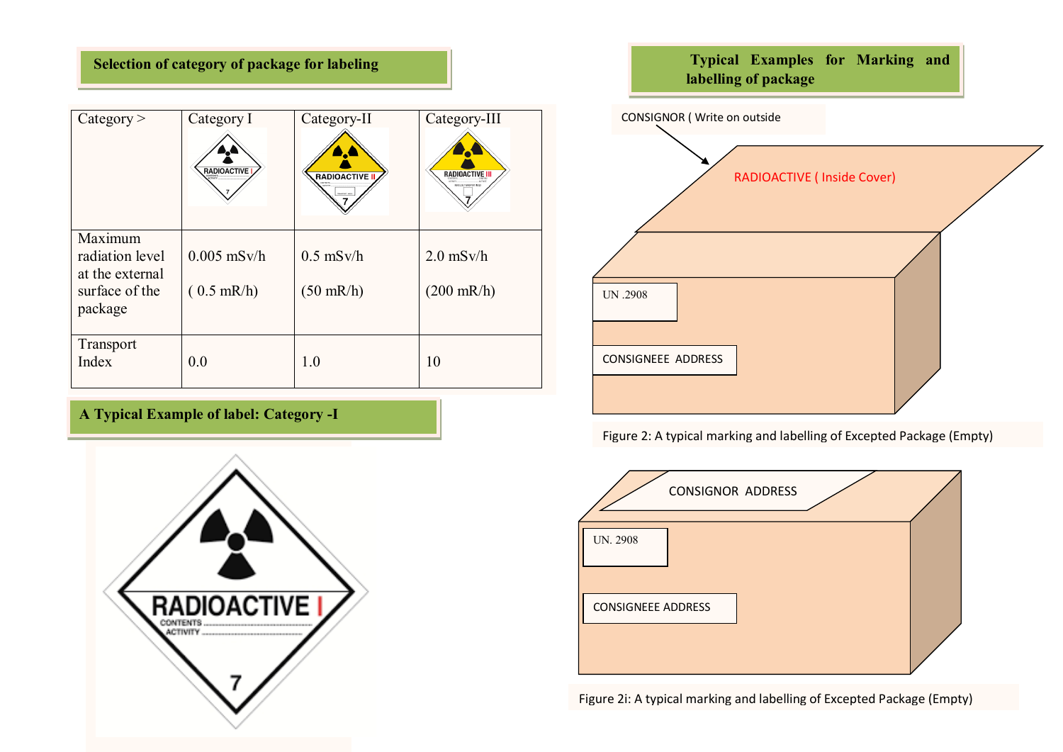## Selection of category of package for labeling

| Category > | Category I | Category-II | Category-III |
|---|---|---|---|
| Maximum radiation level at the external surface of the package | 0.005 mSv/h ( 0.5 mR/h) | 0.5 mSv/h (50 mR/h) | 2.0 mSv/h (200 mR/h) |
| Transport Index | 0.0 | 1.0 | 10 |

## A Typical Example of label: Category -I

RADIOACTIVE I
CONTENTS ..........
ACTIVITY ..........
7

## Typical Examples for Marking and labelling of package

CONSIGNOR ( Write on outside

RADIOACTIVE ( Inside Cover)

UN .2908

CONSIGNEEE ADDRESS

Figure 2: A typical marking and labelling of Excepted Package (Empty)

CONSIGNOR ADDRESS

UN. 2908

CONSIGNEEE ADDRESS

Figure 2i: A typical marking and labelling of Excepted Package (Empty)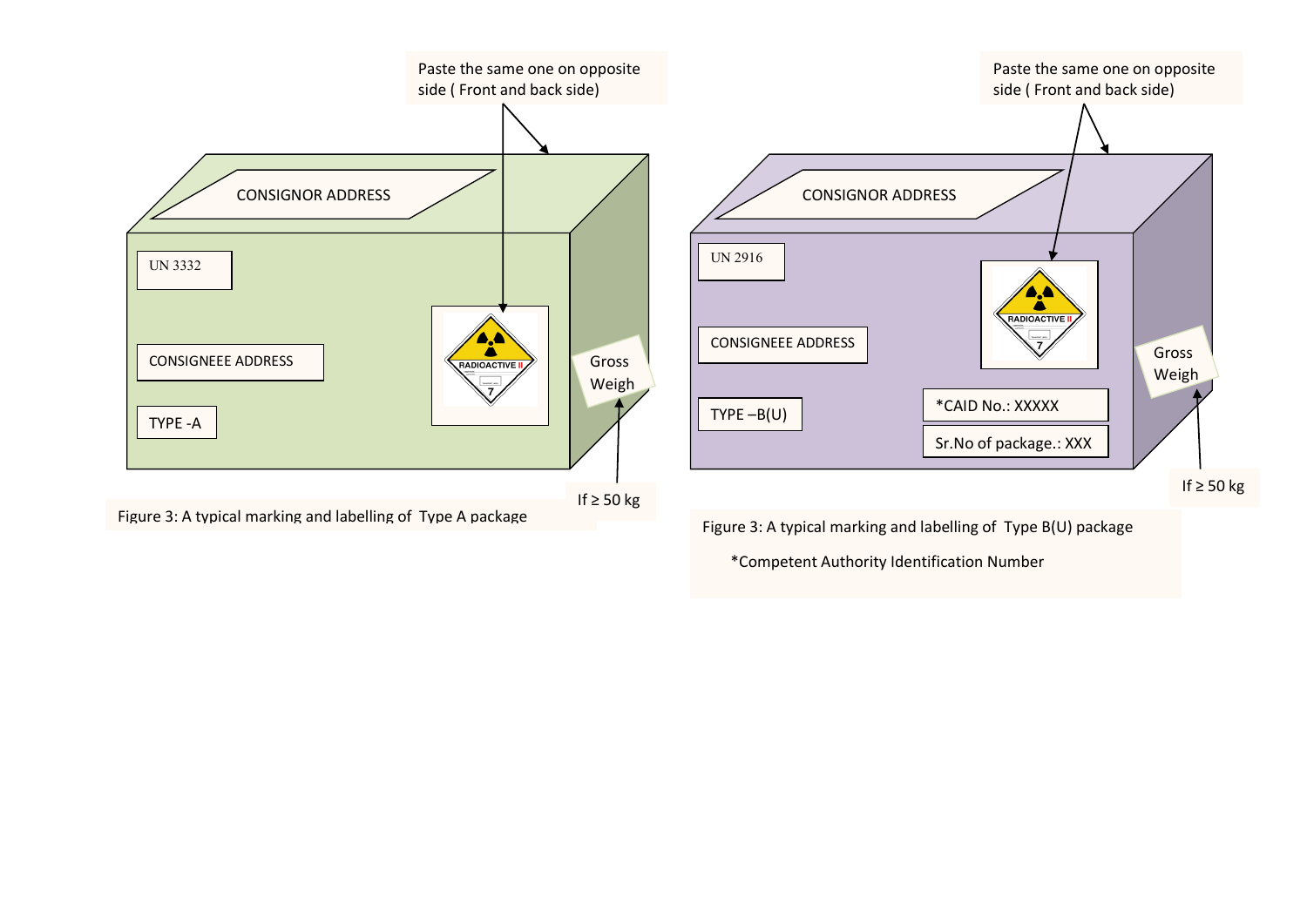Paste the same one on opposite side ( Front and back side)

CONSIGNOR ADDRESS

UN 3332

CONSIGNEEE ADDRESS

TYPE -A

RADIOACTIVE II

7

Gross Weigh

If ≥ 50 kg

Figure 3: A typical marking and labelling of Type A package

Paste the same one on opposite side ( Front and back side)

CONSIGNOR ADDRESS

UN 2916

CONSIGNEEE ADDRESS

TYPE –B(U)

RADIOACTIVE II

7

*CAID No.: XXXXX

Sr.No of package.: XXX

Gross Weigh

If ≥ 50 kg

Figure 3: A typical marking and labelling of Type B(U) package

*Competent Authority Identification Number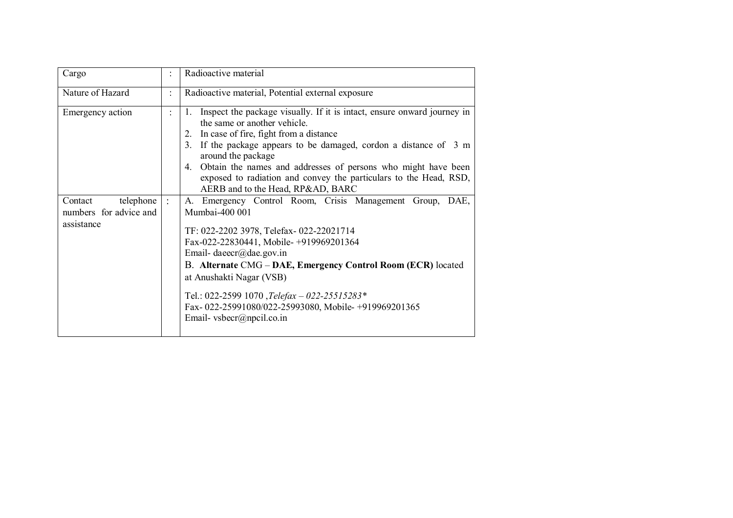| | | |
|---|---|---|
| Cargo | : | Radioactive material |
| Nature of Hazard | : | Radioactive material, Potential external exposure |
| Emergency action | : | 1. Inspect the package visually. If it is intact, ensure onward journey in the same or another vehicle.<br>2. In case of fire, fight from a distance<br>3. If the package appears to be damaged, cordon a distance of 3 m around the package<br>4. Obtain the names and addresses of persons who might have been exposed to radiation and convey the particulars to the Head, RSD, AERB and to the Head, RP&AD, BARC |
| Contact telephone numbers for advice and assistance | : | A. Emergency Control Room, Crisis Management Group, DAE, Mumbai-400 001<br><br>TF: 022-2202 3978, Telefax- 022-22021714<br>Fax-022-22830441, Mobile- +919969201364<br>Email- daeecr@dae.gov.in<br>B. **Alternate** CMG – **DAE, Emergency Control Room (ECR)** located at Anushakti Nagar (VSB)<br><br>Tel.: 022-2599 1070 ,*Telefax – 022-25515283**<br>Fax- 022-25991080/022-25993080, Mobile- +919969201365<br>Email- vsbecr@npcil.co.in |